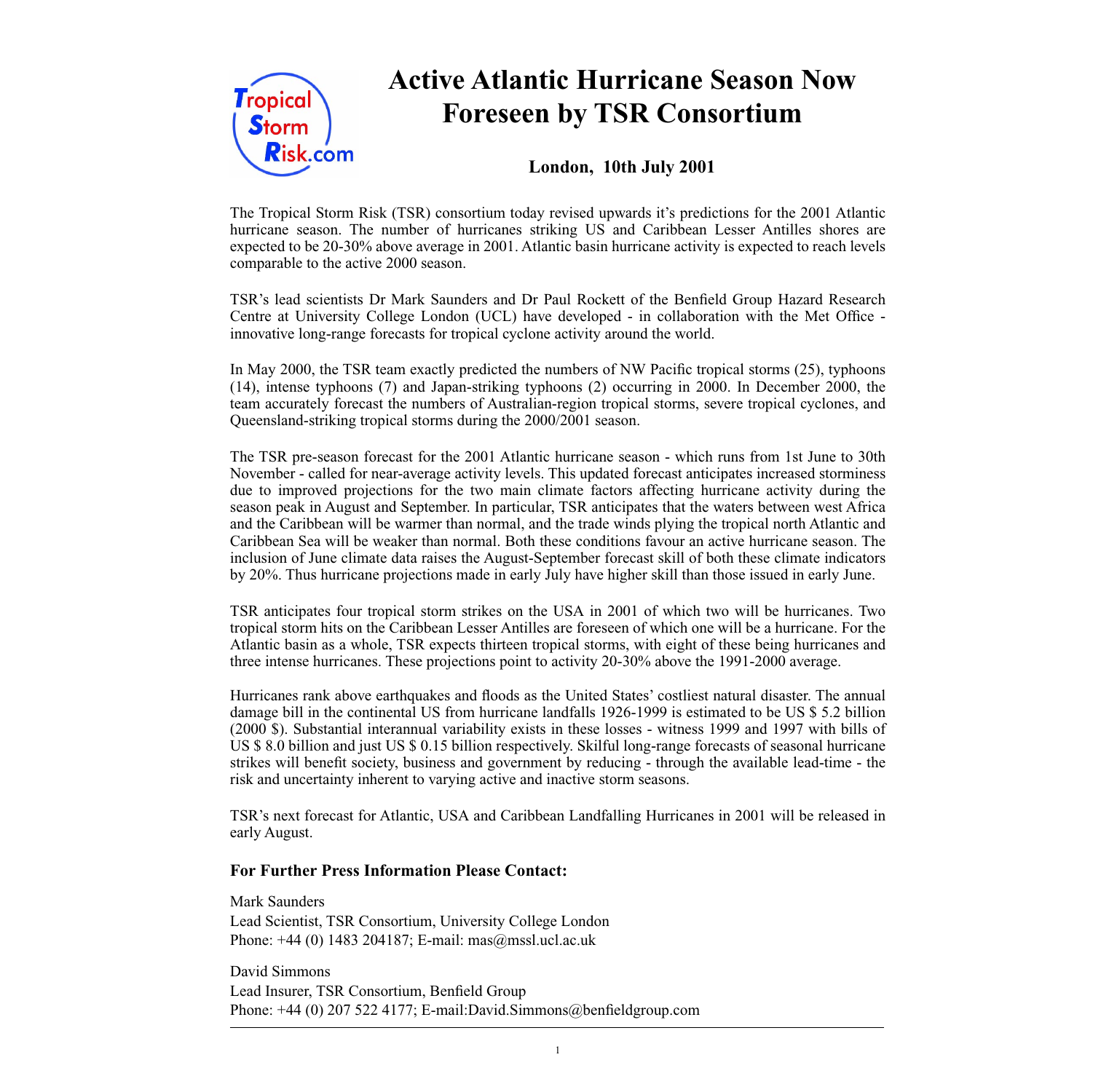# Active Atlantic Hurricane Season Now Foreseen by TSR Consortium

**London, 10th July 2001**

The Tropical Storm Risk (TSR) consortium today revised upwards it's predictions for the 2001 Atlantic hurricane season. The number of hurricanes striking US and Caribbean Lesser Antilles shores are expected to be 20-30% above average in 2001. Atlantic basin hurricane activity is expected to reach levels comparable to the active 2000 season.

TSR's lead scientists Dr Mark Saunders and Dr Paul Rockett of the Benfield Group Hazard Research Centre at University College London (UCL) have developed - in collaboration with the Met Office - innovative long-range forecasts for tropical cyclone activity around the world.

In May 2000, the TSR team exactly predicted the numbers of NW Pacific tropical storms (25), typhoons (14), intense typhoons (7) and Japan-striking typhoons (2) occurring in 2000. In December 2000, the team accurately forecast the numbers of Australian-region tropical storms, severe tropical cyclones, and Queensland-striking tropical storms during the 2000/2001 season.

The TSR pre-season forecast for the 2001 Atlantic hurricane season - which runs from 1st June to 30th November - called for near-average activity levels. This updated forecast anticipates increased storminess due to improved projections for the two main climate factors affecting hurricane activity during the season peak in August and September. In particular, TSR anticipates that the waters between west Africa and the Caribbean will be warmer than normal, and the trade winds plying the tropical north Atlantic and Caribbean Sea will be weaker than normal. Both these conditions favour an active hurricane season. The inclusion of June climate data raises the August-September forecast skill of both these climate indicators by 20%. Thus hurricane projections made in early July have higher skill than those issued in early June.

TSR anticipates four tropical storm strikes on the USA in 2001 of which two will be hurricanes. Two tropical storm hits on the Caribbean Lesser Antilles are foreseen of which one will be a hurricane. For the Atlantic basin as a whole, TSR expects thirteen tropical storms, with eight of these being hurricanes and three intense hurricanes. These projections point to activity 20-30% above the 1991-2000 average.

Hurricanes rank above earthquakes and floods as the United States' costliest natural disaster. The annual damage bill in the continental US from hurricane landfalls 1926-1999 is estimated to be US $ 5.2 billion (2000 $). Substantial interannual variability exists in these losses - witness 1999 and 1997 with bills of US $ 8.0 billion and just US $ 0.15 billion respectively. Skilful long-range forecasts of seasonal hurricane strikes will benefit society, business and government by reducing - through the available lead-time - the risk and uncertainty inherent to varying active and inactive storm seasons.

TSR's next forecast for Atlantic, USA and Caribbean Landfalling Hurricanes in 2001 will be released in early August.

### For Further Press Information Please Contact:

Mark Saunders  
Lead Scientist, TSR Consortium, University College London  
Phone: +44 (0) 1483 204187; E-mail: mas@mssl.ucl.ac.uk

David Simmons  
Lead Insurer, TSR Consortium, Benfield Group  
Phone: +44 (0) 207 522 4177; E-mail:David.Simmons@benfieldgroup.com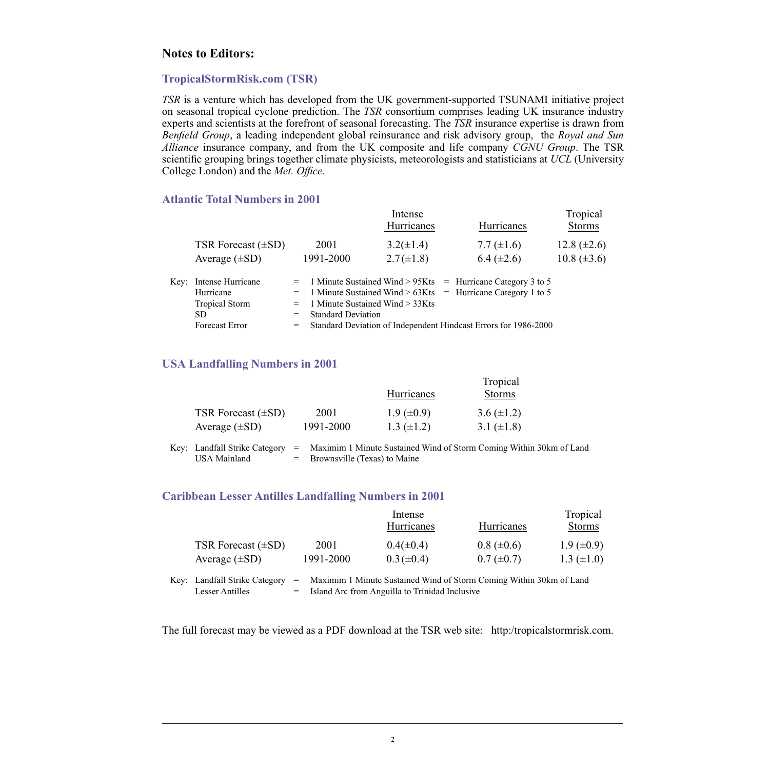## Notes to Editors:

### TropicalStormRisk.com (TSR)

*TSR* is a venture which has developed from the UK government-supported TSUNAMI initiative project on seasonal tropical cyclone prediction. The *TSR* consortium comprises leading UK insurance industry experts and scientists at the forefront of seasonal forecasting. The *TSR* insurance expertise is drawn from *Benfield Group*, a leading independent global reinsurance and risk advisory group, the *Royal and Sun Alliance* insurance company, and from the UK composite and life company *CGNU Group*. The TSR scientific grouping brings together climate physicists, meteorologists and statisticians at *UCL* (University College London) and the *Met. Office*.

### Atlantic Total Numbers in 2001

| | | Intense Hurricanes | Hurricanes | Tropical Storms |
|---|---|---|---|---|
| TSR Forecast (±SD) | 2001 | 3.2(±1.4) | 7.7 (±1.6) | 12.8 (±2.6) |
| Average (±SD) | 1991-2000 | 2.7(±1.8) | 6.4 (±2.6) | 10.8 (±3.6) |

Key:
- Intense Hurricane = 1 Minute Sustained Wind > 95Kts = Hurricane Category 3 to 5
- Hurricane = 1 Minute Sustained Wind > 63Kts = Hurricane Category 1 to 5
- Tropical Storm = 1 Minute Sustained Wind > 33Kts
- SD = Standard Deviation
- Forecast Error = Standard Deviation of Independent Hindcast Errors for 1986-2000

### USA Landfalling Numbers in 2001

| | | Hurricanes | Tropical Storms |
|---|---|---|---|
| TSR Forecast (±SD) | 2001 | 1.9 (±0.9) | 3.6 (±1.2) |
| Average (±SD) | 1991-2000 | 1.3 (±1.2) | 3.1 (±1.8) |

Key:
- Landfall Strike Category = Maximim 1 Minute Sustained Wind of Storm Coming Within 30km of Land
- USA Mainland = Brownsville (Texas) to Maine

### Caribbean Lesser Antilles Landfalling Numbers in 2001

| | | Intense Hurricanes | Hurricanes | Tropical Storms |
|---|---|---|---|---|
| TSR Forecast (±SD) | 2001 | 0.4(±0.4) | 0.8 (±0.6) | 1.9 (±0.9) |
| Average (±SD) | 1991-2000 | 0.3 (±0.4) | 0.7 (±0.7) | 1.3 (±1.0) |

Key:
- Landfall Strike Category = Maximim 1 Minute Sustained Wind of Storm Coming Within 30km of Land
- Lesser Antilles = Island Arc from Anguilla to Trinidad Inclusive

The full forecast may be viewed as a PDF download at the TSR web site: http:/tropicalstormrisk.com.